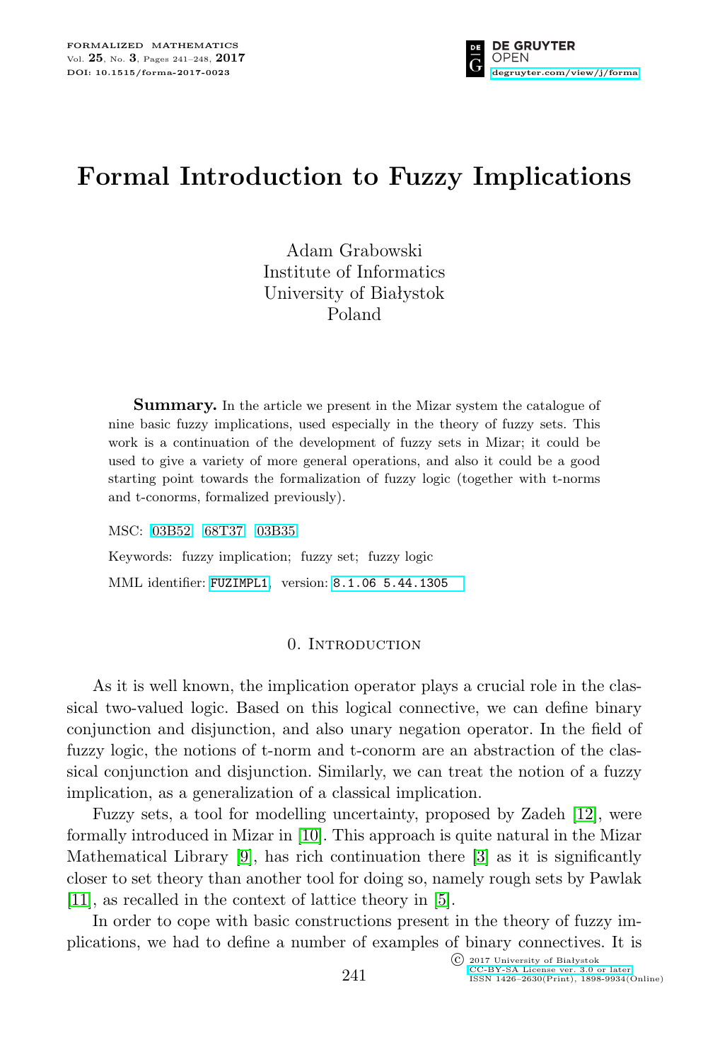# Formal Introduction to Fuzzy Implications

Adam Grabowski
Institute of Informatics
University of Białystok
Poland

**Summary.** In the article we present in the Mizar system the catalogue of nine basic fuzzy implications, used especially in the theory of fuzzy sets. This work is a continuation of the development of fuzzy sets in Mizar; it could be used to give a variety of more general operations, and also it could be a good starting point towards the formalization of fuzzy logic (together with t-norms and t-conorms, formalized previously).

MSC: 03B52 68T37 03B35

Keywords: fuzzy implication; fuzzy set; fuzzy logic

MML identifier: FUZIMPL1, version: 8.1.06 5.44.1305

## 0. Introduction

As it is well known, the implication operator plays a crucial role in the classical two-valued logic. Based on this logical connective, we can define binary conjunction and disjunction, and also unary negation operator. In the field of fuzzy logic, the notions of t-norm and t-conorm are an abstraction of the classical conjunction and disjunction. Similarly, we can treat the notion of a fuzzy implication, as a generalization of a classical implication.

Fuzzy sets, a tool for modelling uncertainty, proposed by Zadeh [12], were formally introduced in Mizar in [10]. This approach is quite natural in the Mizar Mathematical Library [9], has rich continuation there [3] as it is significantly closer to set theory than another tool for doing so, namely rough sets by Pawlak [11], as recalled in the context of lattice theory in [5].

In order to cope with basic constructions present in the theory of fuzzy implications, we had to define a number of examples of binary connectives. It is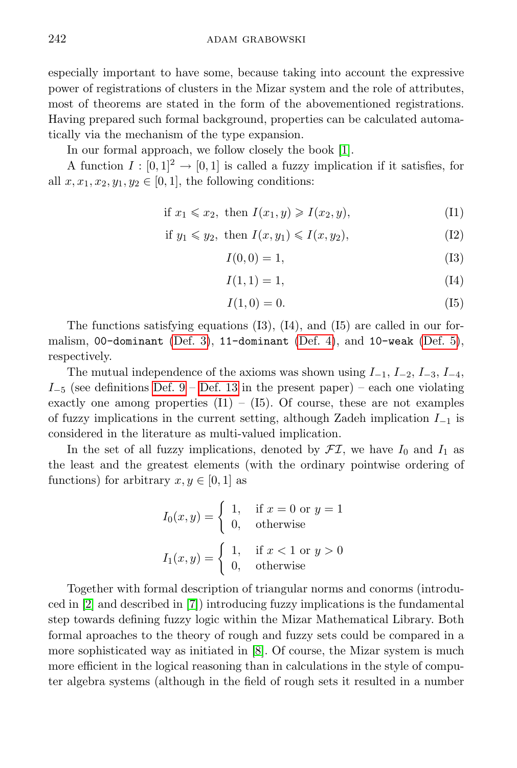especially important to have some, because taking into account the expressive power of registrations of clusters in the Mizar system and the role of attributes, most of theorems are stated in the form of the abovementioned registrations. Having prepared such formal background, properties can be calculated automatically via the mechanism of the type expansion.

In our formal approach, we follow closely the book [1].

A function $I : [0,1]^2 \to [0,1]$ is called a fuzzy implication if it satisfies, for all $x, x_1, x_2, y_1, y_2 \in [0,1]$, the following conditions:

$$\text{if } x_1 \leqslant x_2, \text{ then } I(x_1, y) \geqslant I(x_2, y), \tag{I1}$$

$$\text{if } y_1 \leqslant y_2, \text{ then } I(x, y_1) \leqslant I(x, y_2), \tag{I2}$$

$$I(0,0) = 1, \tag{I3}$$

$$I(1,1) = 1, \tag{I4}$$

$$I(1,0) = 0. \tag{I5}$$

The functions satisfying equations (I3), (I4), and (I5) are called in our formalism, `00-dominant` (Def. 3), `11-dominant` (Def. 4), and `10-weak` (Def. 5), respectively.

The mutual independence of the axioms was shown using $I_{-1}$, $I_{-2}$, $I_{-3}$, $I_{-4}$, $I_{-5}$ (see definitions Def. 9 – Def. 13 in the present paper) – each one violating exactly one among properties (I1) – (I5). Of course, these are not examples of fuzzy implications in the current setting, although Zadeh implication $I_{-1}$ is considered in the literature as multi-valued implication.

In the set of all fuzzy implications, denoted by $\mathcal{FI}$, we have $I_0$ and $I_1$ as the least and the greatest elements (with the ordinary pointwise ordering of functions) for arbitrary $x, y \in [0,1]$ as

$$I_0(x,y) = \begin{cases} 1, & \text{if } x = 0 \text{ or } y = 1 \\ 0, & \text{otherwise} \end{cases}$$

$$I_1(x,y) = \begin{cases} 1, & \text{if } x < 1 \text{ or } y > 0 \\ 0, & \text{otherwise} \end{cases}$$

Together with formal description of triangular norms and conorms (introduced in [2] and described in [7]) introducing fuzzy implications is the fundamental step towards defining fuzzy logic within the Mizar Mathematical Library. Both formal aproaches to the theory of rough and fuzzy sets could be compared in a more sophisticated way as initiated in [8]. Of course, the Mizar system is much more efficient in the logical reasoning than in calculations in the style of computer algebra systems (although in the field of rough sets it resulted in a number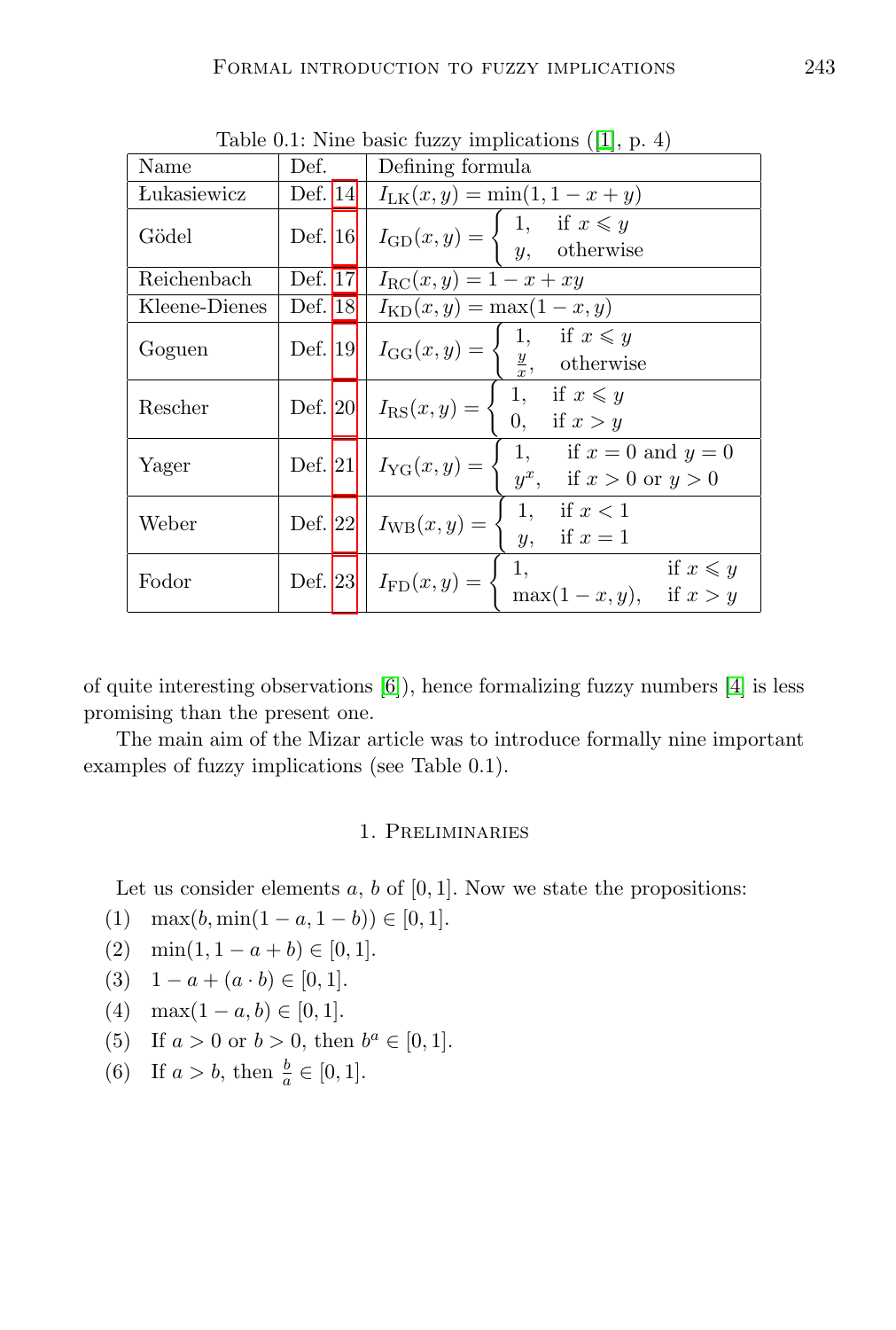Table 0.1: Nine basic fuzzy implications ([1], p. 4)

| Name | Def. | Defining formula |
|---|---|---|
| Łukasiewicz | Def. 14 | $I_{\mathrm{LK}}(x,y) = \min(1, 1-x+y)$ |
| Gödel | Def. 16 | $I_{\mathrm{GD}}(x,y) = \begin{cases} 1, & \text{if } x \leqslant y \\ y, & \text{otherwise} \end{cases}$ |
| Reichenbach | Def. 17 | $I_{\mathrm{RC}}(x,y) = 1 - x + xy$ |
| Kleene-Dienes | Def. 18 | $I_{\mathrm{KD}}(x,y) = \max(1-x, y)$ |
| Goguen | Def. 19 | $I_{\mathrm{GG}}(x,y) = \begin{cases} 1, & \text{if } x \leqslant y \\ \frac{y}{x}, & \text{otherwise} \end{cases}$ |
| Rescher | Def. 20 | $I_{\mathrm{RS}}(x,y) = \begin{cases} 1, & \text{if } x \leqslant y \\ 0, & \text{if } x > y \end{cases}$ |
| Yager | Def. 21 | $I_{\mathrm{YG}}(x,y) = \begin{cases} 1, & \text{if } x = 0 \text{ and } y = 0 \\ y^x, & \text{if } x > 0 \text{ or } y > 0 \end{cases}$ |
| Weber | Def. 22 | $I_{\mathrm{WB}}(x,y) = \begin{cases} 1, & \text{if } x < 1 \\ y, & \text{if } x = 1 \end{cases}$ |
| Fodor | Def. 23 | $I_{\mathrm{FD}}(x,y) = \begin{cases} 1, & \text{if } x \leqslant y \\ \max(1-x, y), & \text{if } x > y \end{cases}$ |

of quite interesting observations [6]), hence formalizing fuzzy numbers [4] is less promising than the present one.

The main aim of the Mizar article was to introduce formally nine important examples of fuzzy implications (see Table 0.1).

## 1. Preliminaries

Let us consider elements $a$, $b$ of $[0,1]$. Now we state the propositions:

(1) $\max(b, \min(1-a, 1-b)) \in [0,1]$.

(2) $\min(1, 1-a+b) \in [0,1]$.

(3) $1 - a + (a \cdot b) \in [0,1]$.

(4) $\max(1-a, b) \in [0,1]$.

(5) If $a > 0$ or $b > 0$, then $b^a \in [0,1]$.

(6) If $a > b$, then $\frac{b}{a} \in [0,1]$.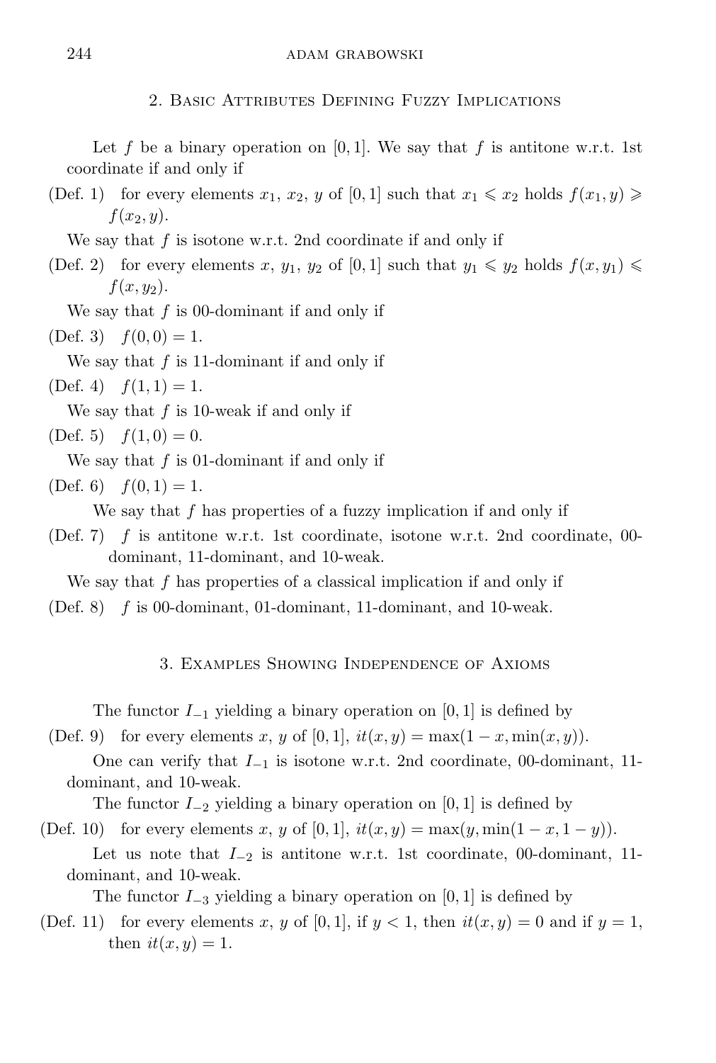## 2. Basic Attributes Defining Fuzzy Implications

Let $f$ be a binary operation on $[0,1]$. We say that $f$ is antitone w.r.t. 1st coordinate if and only if

(Def. 1) for every elements $x_1$, $x_2$, $y$ of $[0,1]$ such that $x_1 \leqslant x_2$ holds $f(x_1, y) \geqslant f(x_2, y)$.

We say that $f$ is isotone w.r.t. 2nd coordinate if and only if

(Def. 2) for every elements $x$, $y_1$, $y_2$ of $[0,1]$ such that $y_1 \leqslant y_2$ holds $f(x, y_1) \leqslant f(x, y_2)$.

We say that $f$ is 00-dominant if and only if

(Def. 3) $f(0,0) = 1$.

We say that $f$ is 11-dominant if and only if

(Def. 4) $f(1,1) = 1$.

We say that $f$ is 10-weak if and only if

(Def. 5) $f(1,0) = 0$.

We say that $f$ is 01-dominant if and only if

(Def. 6) $f(0,1) = 1$.

We say that $f$ has properties of a fuzzy implication if and only if

(Def. 7) $f$ is antitone w.r.t. 1st coordinate, isotone w.r.t. 2nd coordinate, 00-dominant, 11-dominant, and 10-weak.

We say that $f$ has properties of a classical implication if and only if

(Def. 8) $f$ is 00-dominant, 01-dominant, 11-dominant, and 10-weak.

## 3. Examples Showing Independence of Axioms

The functor $I_{-1}$ yielding a binary operation on $[0,1]$ is defined by

(Def. 9) for every elements $x$, $y$ of $[0,1]$, $it(x,y) = \max(1-x, \min(x,y))$.

One can verify that $I_{-1}$ is isotone w.r.t. 2nd coordinate, 00-dominant, 11-dominant, and 10-weak.

The functor $I_{-2}$ yielding a binary operation on $[0,1]$ is defined by

(Def. 10) for every elements $x$, $y$ of $[0,1]$, $it(x,y) = \max(y, \min(1-x, 1-y))$.

Let us note that $I_{-2}$ is antitone w.r.t. 1st coordinate, 00-dominant, 11-dominant, and 10-weak.

The functor $I_{-3}$ yielding a binary operation on $[0,1]$ is defined by

(Def. 11) for every elements $x$, $y$ of $[0,1]$, if $y < 1$, then $it(x,y) = 0$ and if $y = 1$, then $it(x,y) = 1$.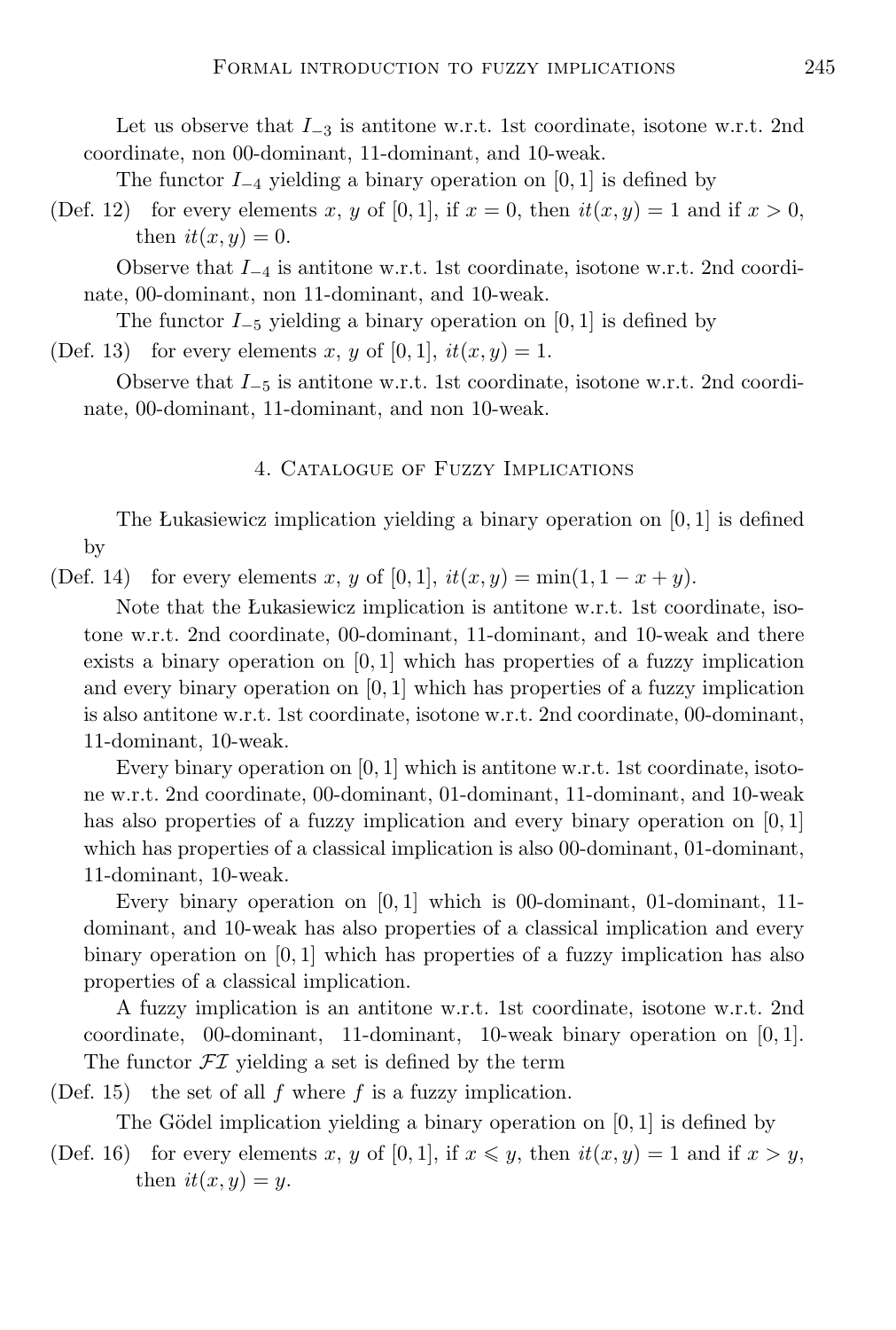Let us observe that $I_{-3}$ is antitone w.r.t. 1st coordinate, isotone w.r.t. 2nd coordinate, non 00-dominant, 11-dominant, and 10-weak.

The functor $I_{-4}$ yielding a binary operation on $[0, 1]$ is defined by

(Def. 12) for every elements $x$, $y$ of $[0, 1]$, if $x = 0$, then $it(x, y) = 1$ and if $x > 0$, then $it(x, y) = 0$.

Observe that $I_{-4}$ is antitone w.r.t. 1st coordinate, isotone w.r.t. 2nd coordinate, 00-dominant, non 11-dominant, and 10-weak.

The functor $I_{-5}$ yielding a binary operation on $[0, 1]$ is defined by

(Def. 13) for every elements $x$, $y$ of $[0, 1]$, $it(x, y) = 1$.

Observe that $I_{-5}$ is antitone w.r.t. 1st coordinate, isotone w.r.t. 2nd coordinate, 00-dominant, 11-dominant, and non 10-weak.

## 4. Catalogue of Fuzzy Implications

The Łukasiewicz implication yielding a binary operation on $[0, 1]$ is defined by

(Def. 14) for every elements $x$, $y$ of $[0, 1]$, $it(x, y) = \min(1, 1 - x + y)$.

Note that the Łukasiewicz implication is antitone w.r.t. 1st coordinate, isotone w.r.t. 2nd coordinate, 00-dominant, 11-dominant, and 10-weak and there exists a binary operation on $[0, 1]$ which has properties of a fuzzy implication and every binary operation on $[0, 1]$ which has properties of a fuzzy implication is also antitone w.r.t. 1st coordinate, isotone w.r.t. 2nd coordinate, 00-dominant, 11-dominant, 10-weak.

Every binary operation on $[0, 1]$ which is antitone w.r.t. 1st coordinate, isotone w.r.t. 2nd coordinate, 00-dominant, 01-dominant, 11-dominant, and 10-weak has also properties of a fuzzy implication and every binary operation on $[0, 1]$ which has properties of a classical implication is also 00-dominant, 01-dominant, 11-dominant, 10-weak.

Every binary operation on $[0, 1]$ which is 00-dominant, 01-dominant, 11-dominant, and 10-weak has also properties of a classical implication and every binary operation on $[0, 1]$ which has properties of a fuzzy implication has also properties of a classical implication.

A fuzzy implication is an antitone w.r.t. 1st coordinate, isotone w.r.t. 2nd coordinate, 00-dominant, 11-dominant, 10-weak binary operation on $[0, 1]$. The functor $\mathcal{FI}$ yielding a set is defined by the term

(Def. 15) the set of all $f$ where $f$ is a fuzzy implication.

The Gödel implication yielding a binary operation on $[0, 1]$ is defined by

(Def. 16) for every elements $x$, $y$ of $[0, 1]$, if $x \leqslant y$, then $it(x, y) = 1$ and if $x > y$, then $it(x, y) = y$.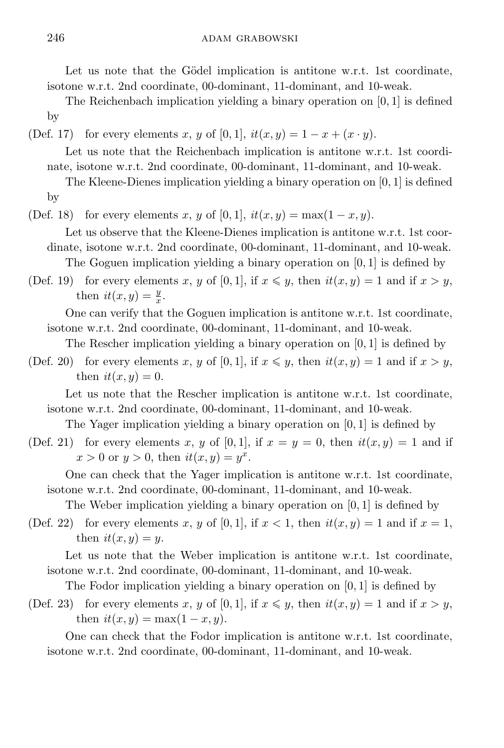Let us note that the Gödel implication is antitone w.r.t. 1st coordinate, isotone w.r.t. 2nd coordinate, 00-dominant, 11-dominant, and 10-weak.

The Reichenbach implication yielding a binary operation on $[0,1]$ is defined by

(Def. 17) for every elements $x$, $y$ of $[0,1]$, $it(x,y) = 1 - x + (x \cdot y)$.

Let us note that the Reichenbach implication is antitone w.r.t. 1st coordinate, isotone w.r.t. 2nd coordinate, 00-dominant, 11-dominant, and 10-weak.

The Kleene-Dienes implication yielding a binary operation on $[0,1]$ is defined by

(Def. 18) for every elements $x$, $y$ of $[0,1]$, $it(x,y) = \max(1-x, y)$.

Let us observe that the Kleene-Dienes implication is antitone w.r.t. 1st coordinate, isotone w.r.t. 2nd coordinate, 00-dominant, 11-dominant, and 10-weak.

The Goguen implication yielding a binary operation on $[0,1]$ is defined by

(Def. 19) for every elements $x$, $y$ of $[0,1]$, if $x \leqslant y$, then $it(x,y) = 1$ and if $x > y$, then $it(x,y) = \frac{y}{x}$.

One can verify that the Goguen implication is antitone w.r.t. 1st coordinate, isotone w.r.t. 2nd coordinate, 00-dominant, 11-dominant, and 10-weak.

The Rescher implication yielding a binary operation on $[0,1]$ is defined by

(Def. 20) for every elements $x$, $y$ of $[0,1]$, if $x \leqslant y$, then $it(x,y) = 1$ and if $x > y$, then $it(x,y) = 0$.

Let us note that the Rescher implication is antitone w.r.t. 1st coordinate, isotone w.r.t. 2nd coordinate, 00-dominant, 11-dominant, and 10-weak.

The Yager implication yielding a binary operation on $[0,1]$ is defined by

(Def. 21) for every elements $x$, $y$ of $[0,1]$, if $x = y = 0$, then $it(x,y) = 1$ and if $x > 0$ or $y > 0$, then $it(x,y) = y^x$.

One can check that the Yager implication is antitone w.r.t. 1st coordinate, isotone w.r.t. 2nd coordinate, 00-dominant, 11-dominant, and 10-weak.

The Weber implication yielding a binary operation on $[0,1]$ is defined by

(Def. 22) for every elements $x$, $y$ of $[0,1]$, if $x < 1$, then $it(x,y) = 1$ and if $x = 1$, then $it(x,y) = y$.

Let us note that the Weber implication is antitone w.r.t. 1st coordinate, isotone w.r.t. 2nd coordinate, 00-dominant, 11-dominant, and 10-weak.

The Fodor implication yielding a binary operation on $[0,1]$ is defined by

(Def. 23) for every elements $x$, $y$ of $[0,1]$, if $x \leqslant y$, then $it(x,y) = 1$ and if $x > y$, then $it(x,y) = \max(1-x, y)$.

One can check that the Fodor implication is antitone w.r.t. 1st coordinate, isotone w.r.t. 2nd coordinate, 00-dominant, 11-dominant, and 10-weak.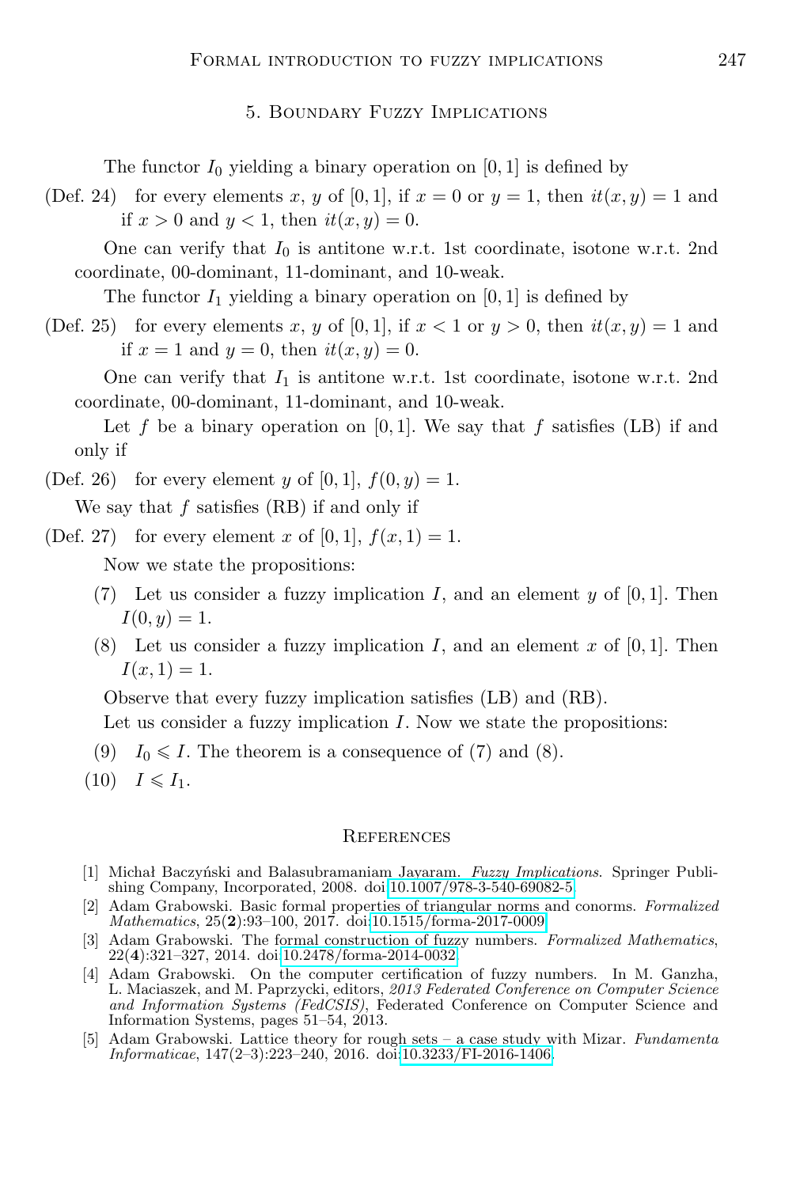## 5. Boundary Fuzzy Implications

The functor $I_0$ yielding a binary operation on $[0,1]$ is defined by

(Def. 24) for every elements $x$, $y$ of $[0,1]$, if $x = 0$ or $y = 1$, then $it(x,y) = 1$ and if $x > 0$ and $y < 1$, then $it(x,y) = 0$.

One can verify that $I_0$ is antitone w.r.t. 1st coordinate, isotone w.r.t. 2nd coordinate, 00-dominant, 11-dominant, and 10-weak.

The functor $I_1$ yielding a binary operation on $[0,1]$ is defined by

(Def. 25) for every elements $x$, $y$ of $[0,1]$, if $x < 1$ or $y > 0$, then $it(x,y) = 1$ and if $x = 1$ and $y = 0$, then $it(x,y) = 0$.

One can verify that $I_1$ is antitone w.r.t. 1st coordinate, isotone w.r.t. 2nd coordinate, 00-dominant, 11-dominant, and 10-weak.

Let $f$ be a binary operation on $[0,1]$. We say that $f$ satisfies (LB) if and only if

(Def. 26) for every element $y$ of $[0,1]$, $f(0,y) = 1$.

We say that $f$ satisfies (RB) if and only if

(Def. 27) for every element $x$ of $[0,1]$, $f(x,1) = 1$.

Now we state the propositions:

(7) Let us consider a fuzzy implication $I$, and an element $y$ of $[0,1]$. Then $I(0,y) = 1$.

(8) Let us consider a fuzzy implication $I$, and an element $x$ of $[0,1]$. Then $I(x,1) = 1$.

Observe that every fuzzy implication satisfies (LB) and (RB).

Let us consider a fuzzy implication $I$. Now we state the propositions:

(9) $I_0 \leqslant I$. The theorem is a consequence of (7) and (8).

(10) $I \leqslant I_1$.

## References

[1] Michał Baczyński and Balasubramaniam Jayaram. *Fuzzy Implications*. Springer Publishing Company, Incorporated, 2008. doi:10.1007/978-3-540-69082-5.

[2] Adam Grabowski. Basic formal properties of triangular norms and conorms. *Formalized Mathematics*, 25(**2**):93–100, 2017. doi:10.1515/forma-2017-0009.

[3] Adam Grabowski. The formal construction of fuzzy numbers. *Formalized Mathematics*, 22(**4**):321–327, 2014. doi:10.2478/forma-2014-0032.

[4] Adam Grabowski. On the computer certification of fuzzy numbers. In M. Ganzha, L. Maciaszek, and M. Paprzycki, editors, *2013 Federated Conference on Computer Science and Information Systems (FedCSIS)*, Federated Conference on Computer Science and Information Systems, pages 51–54, 2013.

[5] Adam Grabowski. Lattice theory for rough sets – a case study with Mizar. *Fundamenta Informaticae*, 147(2–3):223–240, 2016. doi:10.3233/FI-2016-1406.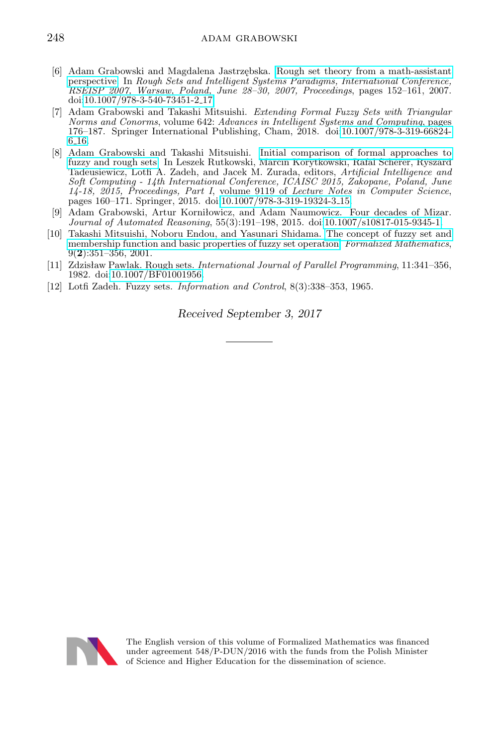[6] Adam Grabowski and Magdalena Jastrzębska. Rough set theory from a math-assistant perspective. In *Rough Sets and Intelligent Systems Paradigms, International Conference, RSEISP 2007, Warsaw, Poland, June 28–30, 2007, Proceedings*, pages 152–161, 2007. doi:10.1007/978-3-540-73451-2_17.

[7] Adam Grabowski and Takashi Mitsuishi. *Extending Formal Fuzzy Sets with Triangular Norms and Conorms*, volume 642: *Advances in Intelligent Systems and Computing*, pages 176–187. Springer International Publishing, Cham, 2018. doi:10.1007/978-3-319-66824-6_16.

[8] Adam Grabowski and Takashi Mitsuishi. Initial comparison of formal approaches to fuzzy and rough sets. In Leszek Rutkowski, Marcin Korytkowski, Rafal Scherer, Ryszard Tadeusiewicz, Lotfi A. Zadeh, and Jacek M. Zurada, editors, *Artificial Intelligence and Soft Computing - 14th International Conference, ICAISC 2015, Zakopane, Poland, June 14-18, 2015, Proceedings, Part I*, volume 9119 of *Lecture Notes in Computer Science*, pages 160–171. Springer, 2015. doi:10.1007/978-3-319-19324-3_15.

[9] Adam Grabowski, Artur Korniłowicz, and Adam Naumowicz. Four decades of Mizar. *Journal of Automated Reasoning*, 55(3):191–198, 2015. doi:10.1007/s10817-015-9345-1.

[10] Takashi Mitsuishi, Noboru Endou, and Yasunari Shidama. The concept of fuzzy set and membership function and basic properties of fuzzy set operation. *Formalized Mathematics*, 9(**2**):351–356, 2001.

[11] Zdzisław Pawlak. Rough sets. *International Journal of Parallel Programming*, 11:341–356, 1982. doi:10.1007/BF01001956.

[12] Lotfi Zadeh. Fuzzy sets. *Information and Control*, 8(3):338–353, 1965.

*Received September 3, 2017*

---

The English version of this volume of Formalized Mathematics was financed under agreement 548/P-DUN/2016 with the funds from the Polish Minister of Science and Higher Education for the dissemination of science.